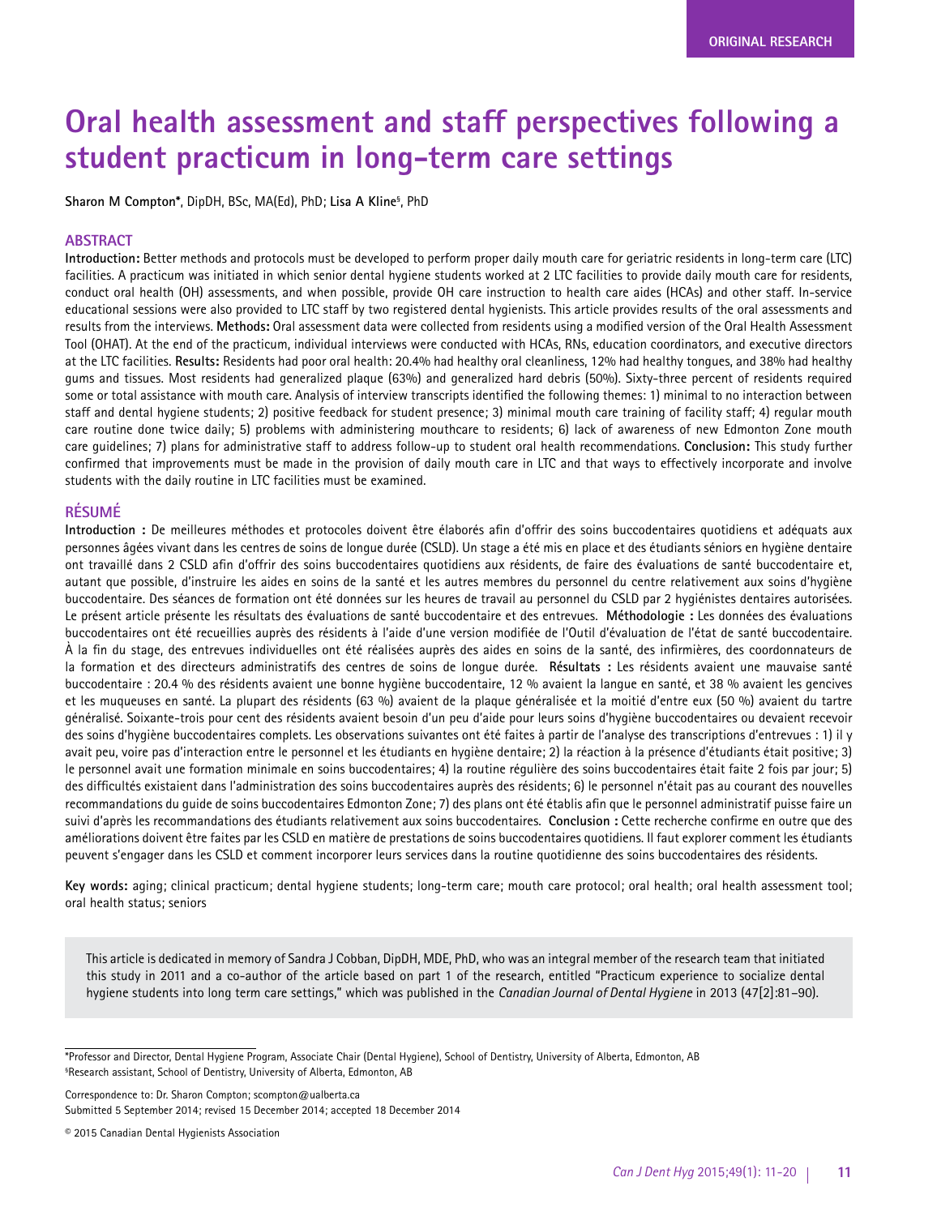ORIGINAL RESEARCH

# Oral health assessment and staff perspectives following a student practicum in long-term care settings

**Sharon M Compton***, DipDH, BSc, MA(Ed), PhD; **Lisa A Kline**[§], PhD

## ABSTRACT

**Introduction:** Better methods and protocols must be developed to perform proper daily mouth care for geriatric residents in long-term care (LTC) facilities. A practicum was initiated in which senior dental hygiene students worked at 2 LTC facilities to provide daily mouth care for residents, conduct oral health (OH) assessments, and when possible, provide OH care instruction to health care aides (HCAs) and other staff. In-service educational sessions were also provided to LTC staff by two registered dental hygienists. This article provides results of the oral assessments and results from the interviews. **Methods:** Oral assessment data were collected from residents using a modified version of the Oral Health Assessment Tool (OHAT). At the end of the practicum, individual interviews were conducted with HCAs, RNs, education coordinators, and executive directors at the LTC facilities. **Results:** Residents had poor oral health: 20.4% had healthy oral cleanliness, 12% had healthy tongues, and 38% had healthy gums and tissues. Most residents had generalized plaque (63%) and generalized hard debris (50%). Sixty-three percent of residents required some or total assistance with mouth care. Analysis of interview transcripts identified the following themes: 1) minimal to no interaction between staff and dental hygiene students; 2) positive feedback for student presence; 3) minimal mouth care training of facility staff; 4) regular mouth care routine done twice daily; 5) problems with administering mouthcare to residents; 6) lack of awareness of new Edmonton Zone mouth care guidelines; 7) plans for administrative staff to address follow-up to student oral health recommendations. **Conclusion:** This study further confirmed that improvements must be made in the provision of daily mouth care in LTC and that ways to effectively incorporate and involve students with the daily routine in LTC facilities must be examined.

## RÉSUMÉ

**Introduction :** De meilleures méthodes et protocoles doivent être élaborés afin d'offrir des soins buccodentaires quotidiens et adéquats aux personnes âgées vivant dans les centres de soins de longue durée (CSLD). Un stage a été mis en place et des étudiants séniors en hygiène dentaire ont travaillé dans 2 CSLD afin d'offrir des soins buccodentaires quotidiens aux résidents, de faire des évaluations de santé buccodentaire et, autant que possible, d'instruire les aides en soins de la santé et les autres membres du personnel du centre relativement aux soins d'hygiène buccodentaire. Des séances de formation ont été données sur les heures de travail au personnel du CSLD par 2 hygiénistes dentaires autorisées. Le présent article présente les résultats des évaluations de santé buccodentaire et des entrevues. **Méthodologie :** Les données des évaluations buccodentaires ont été recueillies auprès des résidents à l'aide d'une version modifiée de l'Outil d'évaluation de l'état de santé buccodentaire. À la fin du stage, des entrevues individuelles ont été réalisées auprès des aides en soins de la santé, des infirmières, des coordonnateurs de la formation et des directeurs administratifs des centres de soins de longue durée. **Résultats :** Les résidents avaient une mauvaise santé buccodentaire : 20.4 % des résidents avaient une bonne hygiène buccodentaire, 12 % avaient la langue en santé, et 38 % avaient les gencives et les muqueuses en santé. La plupart des résidents (63 %) avaient de la plaque généralisée et la moitié d'entre eux (50 %) avaient du tartre généralisé. Soixante-trois pour cent des résidents avaient besoin d'un peu d'aide pour leurs soins d'hygiène buccodentaires ou devaient recevoir des soins d'hygiène buccodentaires complets. Les observations suivantes ont été faites à partir de l'analyse des transcriptions d'entrevues : 1) il y avait peu, voire pas d'interaction entre le personnel et les étudiants en hygiène dentaire; 2) la réaction à la présence d'étudiants était positive; 3) le personnel avait une formation minimale en soins buccodentaires; 4) la routine régulière des soins buccodentaires était faite 2 fois par jour; 5) des difficultés existaient dans l'administration des soins buccodentaires auprès des résidents; 6) le personnel n'était pas au courant des nouvelles recommandations du guide de soins buccodentaires Edmonton Zone; 7) des plans ont été établis afin que le personnel administratif puisse faire un suivi d'après les recommandations des étudiants relativement aux soins buccodentaires. **Conclusion :** Cette recherche confirme en outre que des améliorations doivent être faites par les CSLD en matière de prestations de soins buccodentaires quotidiens. Il faut explorer comment les étudiants peuvent s'engager dans les CSLD et comment incorporer leurs services dans la routine quotidienne des soins buccodentaires des résidents.

**Key words:** aging; clinical practicum; dental hygiene students; long-term care; mouth care protocol; oral health; oral health assessment tool; oral health status; seniors

This article is dedicated in memory of Sandra J Cobban, DipDH, MDE, PhD, who was an integral member of the research team that initiated this study in 2011 and a co-author of the article based on part 1 of the research, entitled "Practicum experience to socialize dental hygiene students into long term care settings," which was published in the *Canadian Journal of Dental Hygiene* in 2013 (47[2]:81–90).

*Professor and Director, Dental Hygiene Program, Associate Chair (Dental Hygiene), School of Dentistry, University of Alberta, Edmonton, AB
[§]Research assistant, School of Dentistry, University of Alberta, Edmonton, AB

Correspondence to: Dr. Sharon Compton; scompton@ualberta.ca
Submitted 5 September 2014; revised 15 December 2014; accepted 18 December 2014

© 2015 Canadian Dental Hygienists Association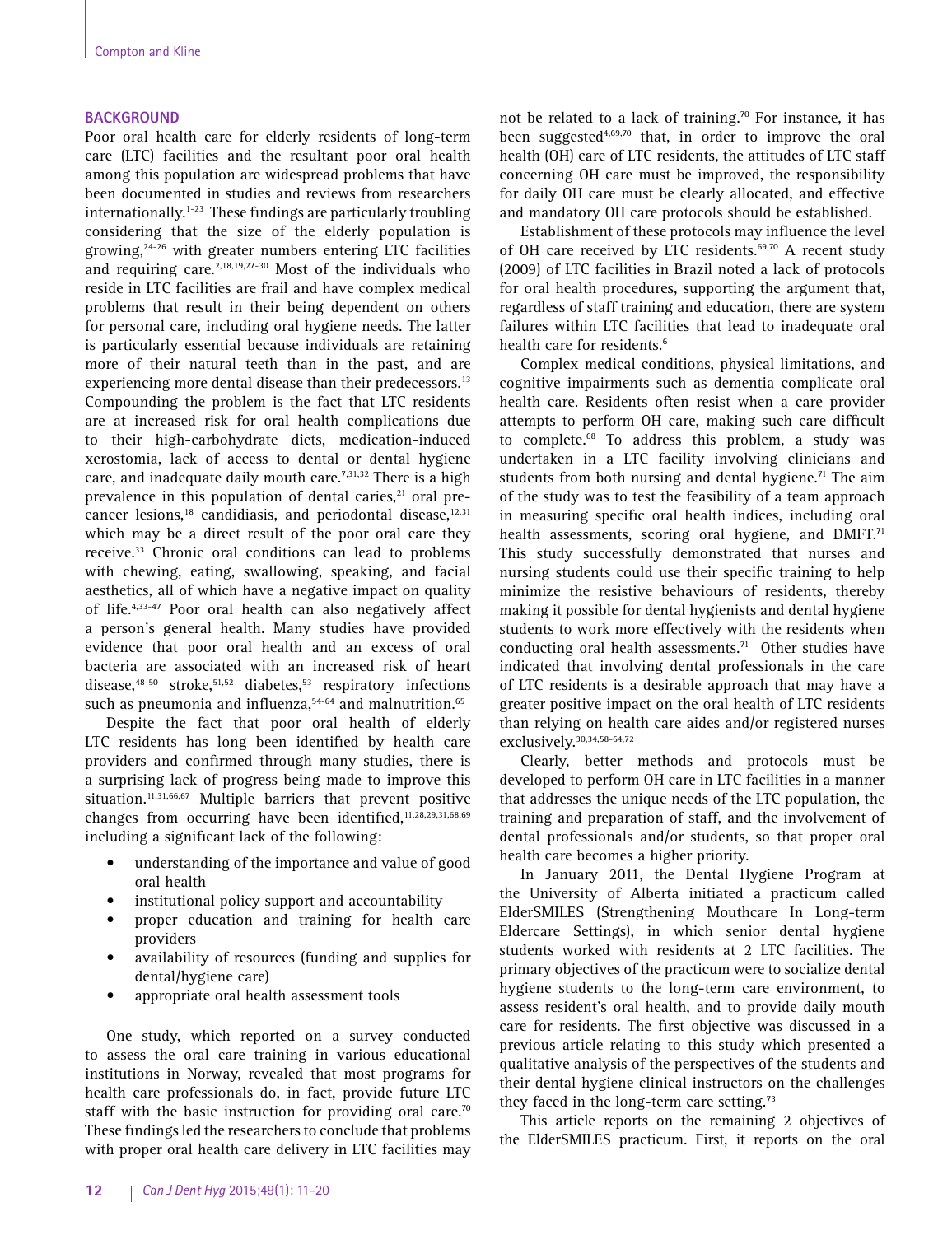## BACKGROUND

Poor oral health care for elderly residents of long-term care (LTC) facilities and the resultant poor oral health among this population are widespread problems that have been documented in studies and reviews from researchers internationally.[1-23] These findings are particularly troubling considering that the size of the elderly population is growing,[24-26] with greater numbers entering LTC facilities and requiring care.[2,18,19,27-30] Most of the individuals who reside in LTC facilities are frail and have complex medical problems that result in their being dependent on others for personal care, including oral hygiene needs. The latter is particularly essential because individuals are retaining more of their natural teeth than in the past, and are experiencing more dental disease than their predecessors.[13] Compounding the problem is the fact that LTC residents are at increased risk for oral health complications due to their high-carbohydrate diets, medication-induced xerostomia, lack of access to dental or dental hygiene care, and inadequate daily mouth care.[7,31,32] There is a high prevalence in this population of dental caries,[21] oral pre-cancer lesions,[18] candidiasis, and periodontal disease,[12,31] which may be a direct result of the poor oral care they receive.[33] Chronic oral conditions can lead to problems with chewing, eating, swallowing, speaking, and facial aesthetics, all of which have a negative impact on quality of life.[4,33-47] Poor oral health can also negatively affect a person's general health. Many studies have provided evidence that poor oral health and an excess of oral bacteria are associated with an increased risk of heart disease,[48-50] stroke,[51,52] diabetes,[53] respiratory infections such as pneumonia and influenza,[54-64] and malnutrition.[65]

Despite the fact that poor oral health of elderly LTC residents has long been identified by health care providers and confirmed through many studies, there is a surprising lack of progress being made to improve this situation.[11,31,66,67] Multiple barriers that prevent positive changes from occurring have been identified,[11,28,29,31,68,69] including a significant lack of the following:

- understanding of the importance and value of good oral health
- institutional policy support and accountability
- proper education and training for health care providers
- availability of resources (funding and supplies for dental/hygiene care)
- appropriate oral health assessment tools

One study, which reported on a survey conducted to assess the oral care training in various educational institutions in Norway, revealed that most programs for health care professionals do, in fact, provide future LTC staff with the basic instruction for providing oral care.[70] These findings led the researchers to conclude that problems with proper oral health care delivery in LTC facilities may not be related to a lack of training.[70] For instance, it has been suggested[4,69,70] that, in order to improve the oral health (OH) care of LTC residents, the attitudes of LTC staff concerning OH care must be improved, the responsibility for daily OH care must be clearly allocated, and effective and mandatory OH care protocols should be established.

Establishment of these protocols may influence the level of OH care received by LTC residents.[69,70] A recent study (2009) of LTC facilities in Brazil noted a lack of protocols for oral health procedures, supporting the argument that, regardless of staff training and education, there are system failures within LTC facilities that lead to inadequate oral health care for residents.[6]

Complex medical conditions, physical limitations, and cognitive impairments such as dementia complicate oral health care. Residents often resist when a care provider attempts to perform OH care, making such care difficult to complete.[68] To address this problem, a study was undertaken in a LTC facility involving clinicians and students from both nursing and dental hygiene.[71] The aim of the study was to test the feasibility of a team approach in measuring specific oral health indices, including oral health assessments, scoring oral hygiene, and DMFT.[71] This study successfully demonstrated that nurses and nursing students could use their specific training to help minimize the resistive behaviours of residents, thereby making it possible for dental hygienists and dental hygiene students to work more effectively with the residents when conducting oral health assessments.[71] Other studies have indicated that involving dental professionals in the care of LTC residents is a desirable approach that may have a greater positive impact on the oral health of LTC residents than relying on health care aides and/or registered nurses exclusively.[30,34,58-64,72]

Clearly, better methods and protocols must be developed to perform OH care in LTC facilities in a manner that addresses the unique needs of the LTC population, the training and preparation of staff, and the involvement of dental professionals and/or students, so that proper oral health care becomes a higher priority.

In January 2011, the Dental Hygiene Program at the University of Alberta initiated a practicum called ElderSMILES (Strengthening Mouthcare In Long-term Eldercare Settings), in which senior dental hygiene students worked with residents at 2 LTC facilities. The primary objectives of the practicum were to socialize dental hygiene students to the long-term care environment, to assess resident's oral health, and to provide daily mouth care for residents. The first objective was discussed in a previous article relating to this study which presented a qualitative analysis of the perspectives of the students and their dental hygiene clinical instructors on the challenges they faced in the long-term care setting.[73]

This article reports on the remaining 2 objectives of the ElderSMILES practicum. First, it reports on the oral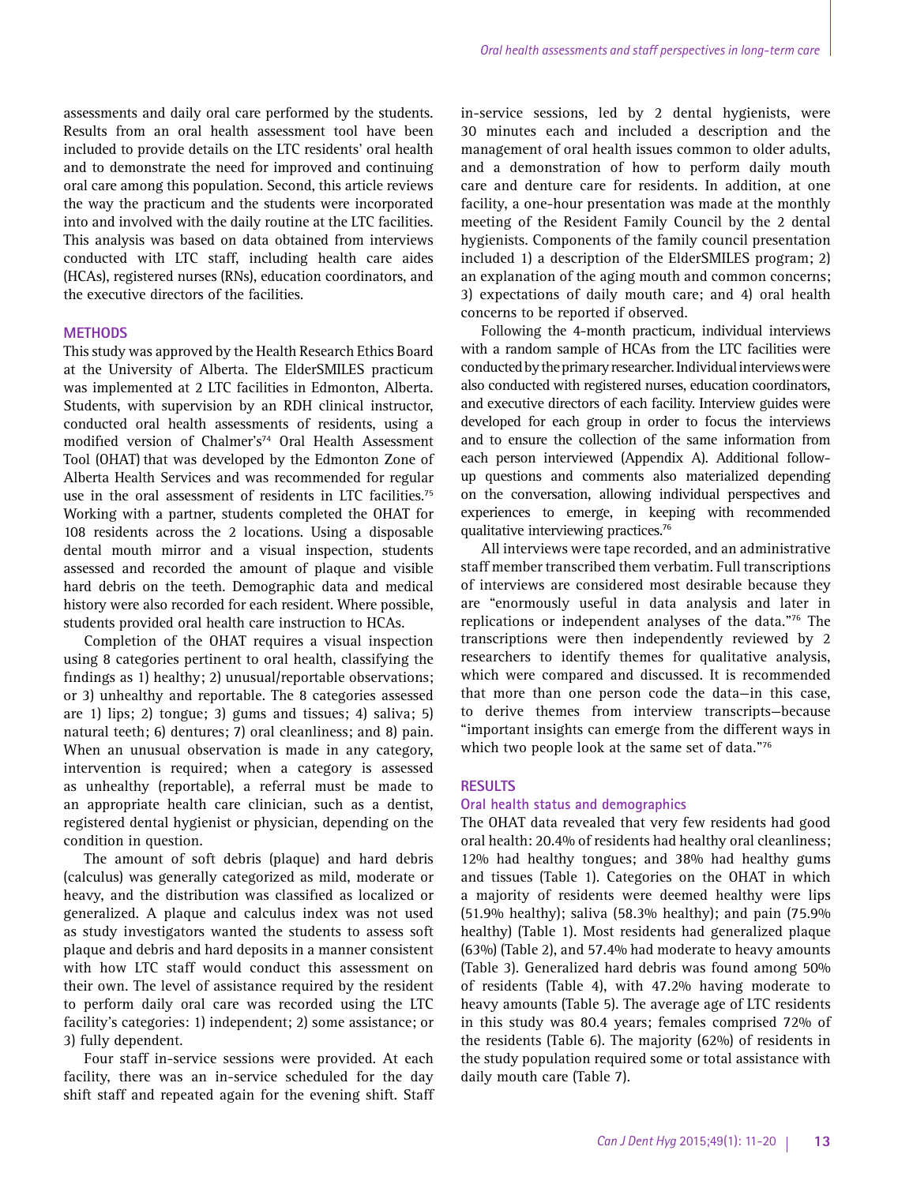assessments and daily oral care performed by the students. Results from an oral health assessment tool have been included to provide details on the LTC residents' oral health and to demonstrate the need for improved and continuing oral care among this population. Second, this article reviews the way the practicum and the students were incorporated into and involved with the daily routine at the LTC facilities. This analysis was based on data obtained from interviews conducted with LTC staff, including health care aides (HCAs), registered nurses (RNs), education coordinators, and the executive directors of the facilities.

## METHODS

This study was approved by the Health Research Ethics Board at the University of Alberta. The ElderSMILES practicum was implemented at 2 LTC facilities in Edmonton, Alberta. Students, with supervision by an RDH clinical instructor, conducted oral health assessments of residents, using a modified version of Chalmer's[74] Oral Health Assessment Tool (OHAT) that was developed by the Edmonton Zone of Alberta Health Services and was recommended for regular use in the oral assessment of residents in LTC facilities.[75] Working with a partner, students completed the OHAT for 108 residents across the 2 locations. Using a disposable dental mouth mirror and a visual inspection, students assessed and recorded the amount of plaque and visible hard debris on the teeth. Demographic data and medical history were also recorded for each resident. Where possible, students provided oral health care instruction to HCAs.

Completion of the OHAT requires a visual inspection using 8 categories pertinent to oral health, classifying the findings as 1) healthy; 2) unusual/reportable observations; or 3) unhealthy and reportable. The 8 categories assessed are 1) lips; 2) tongue; 3) gums and tissues; 4) saliva; 5) natural teeth; 6) dentures; 7) oral cleanliness; and 8) pain. When an unusual observation is made in any category, intervention is required; when a category is assessed as unhealthy (reportable), a referral must be made to an appropriate health care clinician, such as a dentist, registered dental hygienist or physician, depending on the condition in question.

The amount of soft debris (plaque) and hard debris (calculus) was generally categorized as mild, moderate or heavy, and the distribution was classified as localized or generalized. A plaque and calculus index was not used as study investigators wanted the students to assess soft plaque and debris and hard deposits in a manner consistent with how LTC staff would conduct this assessment on their own. The level of assistance required by the resident to perform daily oral care was recorded using the LTC facility's categories: 1) independent; 2) some assistance; or 3) fully dependent.

Four staff in-service sessions were provided. At each facility, there was an in-service scheduled for the day shift staff and repeated again for the evening shift. Staff in-service sessions, led by 2 dental hygienists, were 30 minutes each and included a description and the management of oral health issues common to older adults, and a demonstration of how to perform daily mouth care and denture care for residents. In addition, at one facility, a one-hour presentation was made at the monthly meeting of the Resident Family Council by the 2 dental hygienists. Components of the family council presentation included 1) a description of the ElderSMILES program; 2) an explanation of the aging mouth and common concerns; 3) expectations of daily mouth care; and 4) oral health concerns to be reported if observed.

Following the 4-month practicum, individual interviews with a random sample of HCAs from the LTC facilities were conducted by the primary researcher. Individual interviews were also conducted with registered nurses, education coordinators, and executive directors of each facility. Interview guides were developed for each group in order to focus the interviews and to ensure the collection of the same information from each person interviewed (Appendix A). Additional follow-up questions and comments also materialized depending on the conversation, allowing individual perspectives and experiences to emerge, in keeping with recommended qualitative interviewing practices.[76]

All interviews were tape recorded, and an administrative staff member transcribed them verbatim. Full transcriptions of interviews are considered most desirable because they are "enormously useful in data analysis and later in replications or independent analyses of the data."[76] The transcriptions were then independently reviewed by 2 researchers to identify themes for qualitative analysis, which were compared and discussed. It is recommended that more than one person code the data—in this case, to derive themes from interview transcripts—because "important insights can emerge from the different ways in which two people look at the same set of data."[76]

## RESULTS

### Oral health status and demographics

The OHAT data revealed that very few residents had good oral health: 20.4% of residents had healthy oral cleanliness; 12% had healthy tongues; and 38% had healthy gums and tissues (Table 1). Categories on the OHAT in which a majority of residents were deemed healthy were lips (51.9% healthy); saliva (58.3% healthy); and pain (75.9% healthy) (Table 1). Most residents had generalized plaque (63%) (Table 2), and 57.4% had moderate to heavy amounts (Table 3). Generalized hard debris was found among 50% of residents (Table 4), with 47.2% having moderate to heavy amounts (Table 5). The average age of LTC residents in this study was 80.4 years; females comprised 72% of the residents (Table 6). The majority (62%) of residents in the study population required some or total assistance with daily mouth care (Table 7).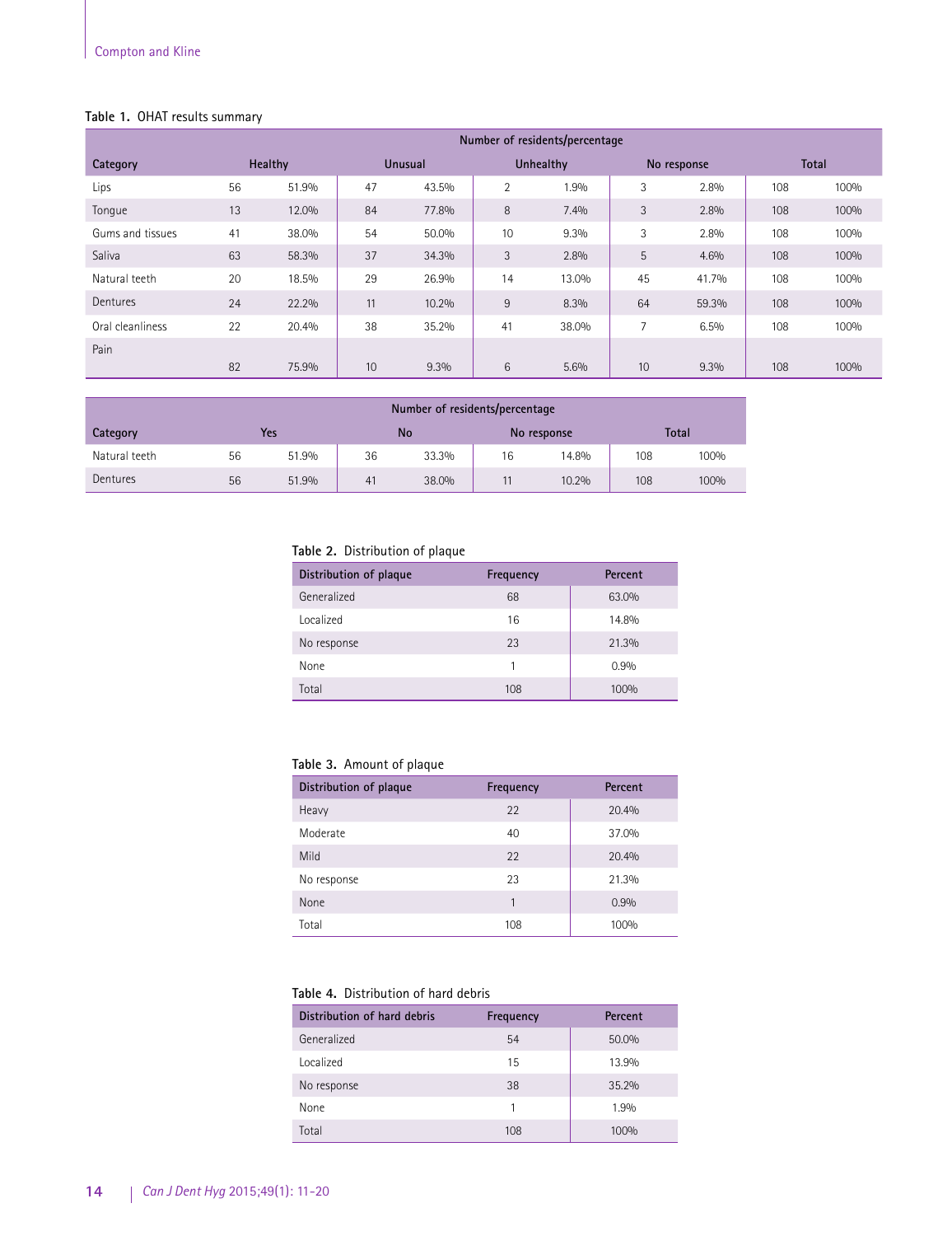**Table 1.** OHAT results summary

| Category | Number of residents/percentage | | | | | | | | | |
|---|---|---|---|---|---|---|---|---|---|---|
| | Healthy | | Unusual | | Unhealthy | | No response | | Total | |
| Lips | 56 | 51.9% | 47 | 43.5% | 2 | 1.9% | 3 | 2.8% | 108 | 100% |
| Tongue | 13 | 12.0% | 84 | 77.8% | 8 | 7.4% | 3 | 2.8% | 108 | 100% |
| Gums and tissues | 41 | 38.0% | 54 | 50.0% | 10 | 9.3% | 3 | 2.8% | 108 | 100% |
| Saliva | 63 | 58.3% | 37 | 34.3% | 3 | 2.8% | 5 | 4.6% | 108 | 100% |
| Natural teeth | 20 | 18.5% | 29 | 26.9% | 14 | 13.0% | 45 | 41.7% | 108 | 100% |
| Dentures | 24 | 22.2% | 11 | 10.2% | 9 | 8.3% | 64 | 59.3% | 108 | 100% |
| Oral cleanliness | 22 | 20.4% | 38 | 35.2% | 41 | 38.0% | 7 | 6.5% | 108 | 100% |
| Pain | 82 | 75.9% | 10 | 9.3% | 6 | 5.6% | 10 | 9.3% | 108 | 100% |

| Category | Number of residents/percentage | | | | | | | |
|---|---|---|---|---|---|---|---|---|
| | Yes | | No | | No response | | Total | |
| Natural teeth | 56 | 51.9% | 36 | 33.3% | 16 | 14.8% | 108 | 100% |
| Dentures | 56 | 51.9% | 41 | 38.0% | 11 | 10.2% | 108 | 100% |

**Table 2.** Distribution of plaque

| Distribution of plaque | Frequency | Percent |
|---|---|---|
| Generalized | 68 | 63.0% |
| Localized | 16 | 14.8% |
| No response | 23 | 21.3% |
| None | 1 | 0.9% |
| Total | 108 | 100% |

**Table 3.** Amount of plaque

| Distribution of plaque | Frequency | Percent |
|---|---|---|
| Heavy | 22 | 20.4% |
| Moderate | 40 | 37.0% |
| Mild | 22 | 20.4% |
| No response | 23 | 21.3% |
| None | 1 | 0.9% |
| Total | 108 | 100% |

**Table 4.** Distribution of hard debris

| Distribution of hard debris | Frequency | Percent |
|---|---|---|
| Generalized | 54 | 50.0% |
| Localized | 15 | 13.9% |
| No response | 38 | 35.2% |
| None | 1 | 1.9% |
| Total | 108 | 100% |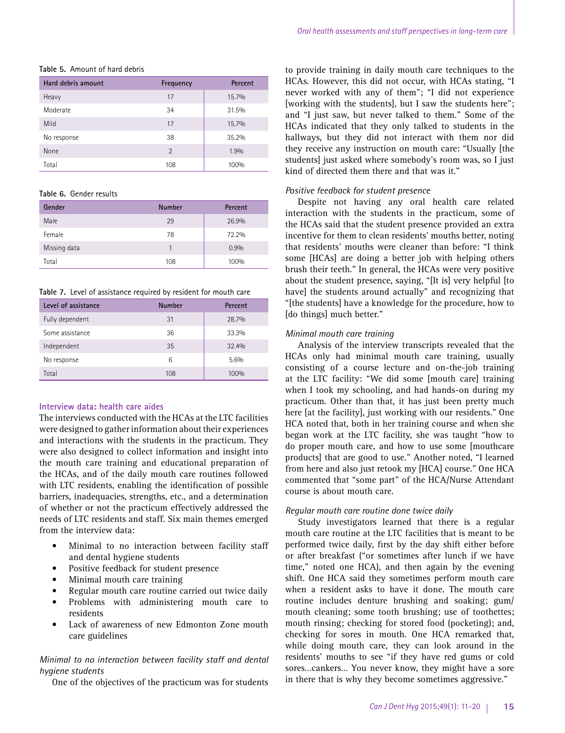Table 5. Amount of hard debris

| Hard debris amount | Frequency | Percent |
|---|---|---|
| Heavy | 17 | 15.7% |
| Moderate | 34 | 31.5% |
| Mild | 17 | 15.7% |
| No response | 38 | 35.2% |
| None | 2 | 1.9% |
| Total | 108 | 100% |

Table 6. Gender results

| Gender | Number | Percent |
|---|---|---|
| Male | 29 | 26.9% |
| Female | 78 | 72.2% |
| Missing data | 1 | 0.9% |
| Total | 108 | 100% |

Table 7. Level of assistance required by resident for mouth care

| Level of assistance | Number | Percent |
|---|---|---|
| Fully dependent | 31 | 28.7% |
| Some assistance | 36 | 33.3% |
| Independent | 35 | 32.4% |
| No response | 6 | 5.6% |
| Total | 108 | 100% |

### Interview data: health care aides

The interviews conducted with the HCAs at the LTC facilities were designed to gather information about their experiences and interactions with the students in the practicum. They were also designed to collect information and insight into the mouth care training and educational preparation of the HCAs, and of the daily mouth care routines followed with LTC residents, enabling the identification of possible barriers, inadequacies, strengths, etc., and a determination of whether or not the practicum effectively addressed the needs of LTC residents and staff. Six main themes emerged from the interview data:

- Minimal to no interaction between facility staff and dental hygiene students
- Positive feedback for student presence
- Minimal mouth care training
- Regular mouth care routine carried out twice daily
- Problems with administering mouth care to residents
- Lack of awareness of new Edmonton Zone mouth care guidelines

*Minimal to no interaction between facility staff and dental hygiene students*

One of the objectives of the practicum was for students to provide training in daily mouth care techniques to the HCAs. However, this did not occur, with HCAs stating, "I never worked with any of them"; "I did not experience [working with the students], but I saw the students here"; and "I just saw, but never talked to them." Some of the HCAs indicated that they only talked to students in the hallways, but they did not interact with them nor did they receive any instruction on mouth care: "Usually [the students] just asked where somebody's room was, so I just kind of directed them there and that was it."

*Positive feedback for student presence*

Despite not having any oral health care related interaction with the students in the practicum, some of the HCAs said that the student presence provided an extra incentive for them to clean residents' mouths better, noting that residents' mouths were cleaner than before: "I think some [HCAs] are doing a better job with helping others brush their teeth." In general, the HCAs were very positive about the student presence, saying, "[It is] very helpful [to have] the students around actually" and recognizing that "[the students] have a knowledge for the procedure, how to [do things] much better."

*Minimal mouth care training*

Analysis of the interview transcripts revealed that the HCAs only had minimal mouth care training, usually consisting of a course lecture and on-the-job training at the LTC facility: "We did some [mouth care] training when I took my schooling, and had hands-on during my practicum. Other than that, it has just been pretty much here [at the facility], just working with our residents." One HCA noted that, both in her training course and when she began work at the LTC facility, she was taught "how to do proper mouth care, and how to use some [mouthcare products] that are good to use." Another noted, "I learned from here and also just retook my [HCA] course." One HCA commented that "some part" of the HCA/Nurse Attendant course is about mouth care.

*Regular mouth care routine done twice daily*

Study investigators learned that there is a regular mouth care routine at the LTC facilities that is meant to be performed twice daily, first by the day shift either before or after breakfast ("or sometimes after lunch if we have time," noted one HCA), and then again by the evening shift. One HCA said they sometimes perform mouth care when a resident asks to have it done. The mouth care routine includes denture brushing and soaking; gum/mouth cleaning; some tooth brushing; use of toothettes; mouth rinsing; checking for stored food (pocketing); and, checking for sores in mouth. One HCA remarked that, while doing mouth care, they can look around in the residents' mouths to see "if they have red gums or cold sores…cankers… You never know, they might have a sore in there that is why they become sometimes aggressive."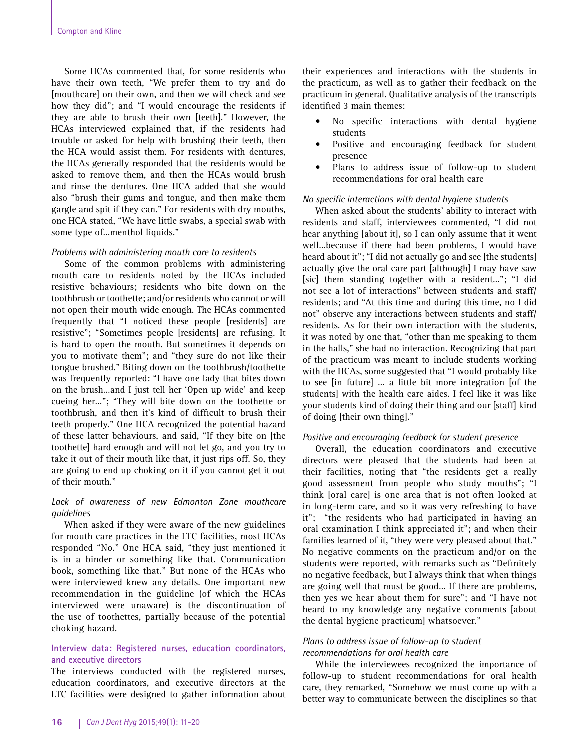Some HCAs commented that, for some residents who have their own teeth, "We prefer them to try and do [mouthcare] on their own, and then we will check and see how they did"; and "I would encourage the residents if they are able to brush their own [teeth]." However, the HCAs interviewed explained that, if the residents had trouble or asked for help with brushing their teeth, then the HCA would assist them. For residents with dentures, the HCAs generally responded that the residents would be asked to remove them, and then the HCAs would brush and rinse the dentures. One HCA added that she would also "brush their gums and tongue, and then make them gargle and spit if they can." For residents with dry mouths, one HCA stated, "We have little swabs, a special swab with some type of…menthol liquids."

*Problems with administering mouth care to residents*

Some of the common problems with administering mouth care to residents noted by the HCAs included resistive behaviours; residents who bite down on the toothbrush or toothette; and/or residents who cannot or will not open their mouth wide enough. The HCAs commented frequently that "I noticed these people [residents] are resistive"; "Sometimes people [residents] are refusing. It is hard to open the mouth. But sometimes it depends on you to motivate them"; and "they sure do not like their tongue brushed." Biting down on the toothbrush/toothette was frequently reported: "I have one lady that bites down on the brush…and I just tell her 'Open up wide' and keep cueing her…"; "They will bite down on the toothette or toothbrush, and then it's kind of difficult to brush their teeth properly." One HCA recognized the potential hazard of these latter behaviours, and said, "If they bite on [the toothette] hard enough and will not let go, and you try to take it out of their mouth like that, it just rips off. So, they are going to end up choking on it if you cannot get it out of their mouth."

*Lack of awareness of new Edmonton Zone mouthcare guidelines*

When asked if they were aware of the new guidelines for mouth care practices in the LTC facilities, most HCAs responded "No." One HCA said, "they just mentioned it is in a binder or something like that. Communication book, something like that." But none of the HCAs who were interviewed knew any details. One important new recommendation in the guideline (of which the HCAs interviewed were unaware) is the discontinuation of the use of toothettes, partially because of the potential choking hazard.

### Interview data: Registered nurses, education coordinators, and executive directors

The interviews conducted with the registered nurses, education coordinators, and executive directors at the LTC facilities were designed to gather information about their experiences and interactions with the students in the practicum, as well as to gather their feedback on the practicum in general. Qualitative analysis of the transcripts identified 3 main themes:

- No specific interactions with dental hygiene students
- Positive and encouraging feedback for student presence
- Plans to address issue of follow-up to student recommendations for oral health care

*No specific interactions with dental hygiene students*

When asked about the students' ability to interact with residents and staff, interviewees commented, "I did not hear anything [about it], so I can only assume that it went well…because if there had been problems, I would have heard about it"; "I did not actually go and see [the students] actually give the oral care part [although] I may have saw [sic] them standing together with a resident…"; "I did not see a lot of interactions" between students and staff/residents; and "At this time and during this time, no I did not" observe any interactions between students and staff/residents. As for their own interaction with the students, it was noted by one that, "other than me speaking to them in the halls," she had no interaction. Recognizing that part of the practicum was meant to include students working with the HCAs, some suggested that "I would probably like to see [in future] … a little bit more integration [of the students] with the health care aides. I feel like it was like your students kind of doing their thing and our [staff] kind of doing [their own thing]."

*Positive and encouraging feedback for student presence*

Overall, the education coordinators and executive directors were pleased that the students had been at their facilities, noting that "the residents get a really good assessment from people who study mouths"; "I think [oral care] is one area that is not often looked at in long-term care, and so it was very refreshing to have it"; "the residents who had participated in having an oral examination I think appreciated it"; and when their families learned of it, "they were very pleased about that." No negative comments on the practicum and/or on the students were reported, with remarks such as "Definitely no negative feedback, but I always think that when things are going well that must be good… If there are problems, then yes we hear about them for sure"; and "I have not heard to my knowledge any negative comments [about the dental hygiene practicum] whatsoever."

*Plans to address issue of follow-up to student recommendations for oral health care*

While the interviewees recognized the importance of follow-up to student recommendations for oral health care, they remarked, "Somehow we must come up with a better way to communicate between the disciplines so that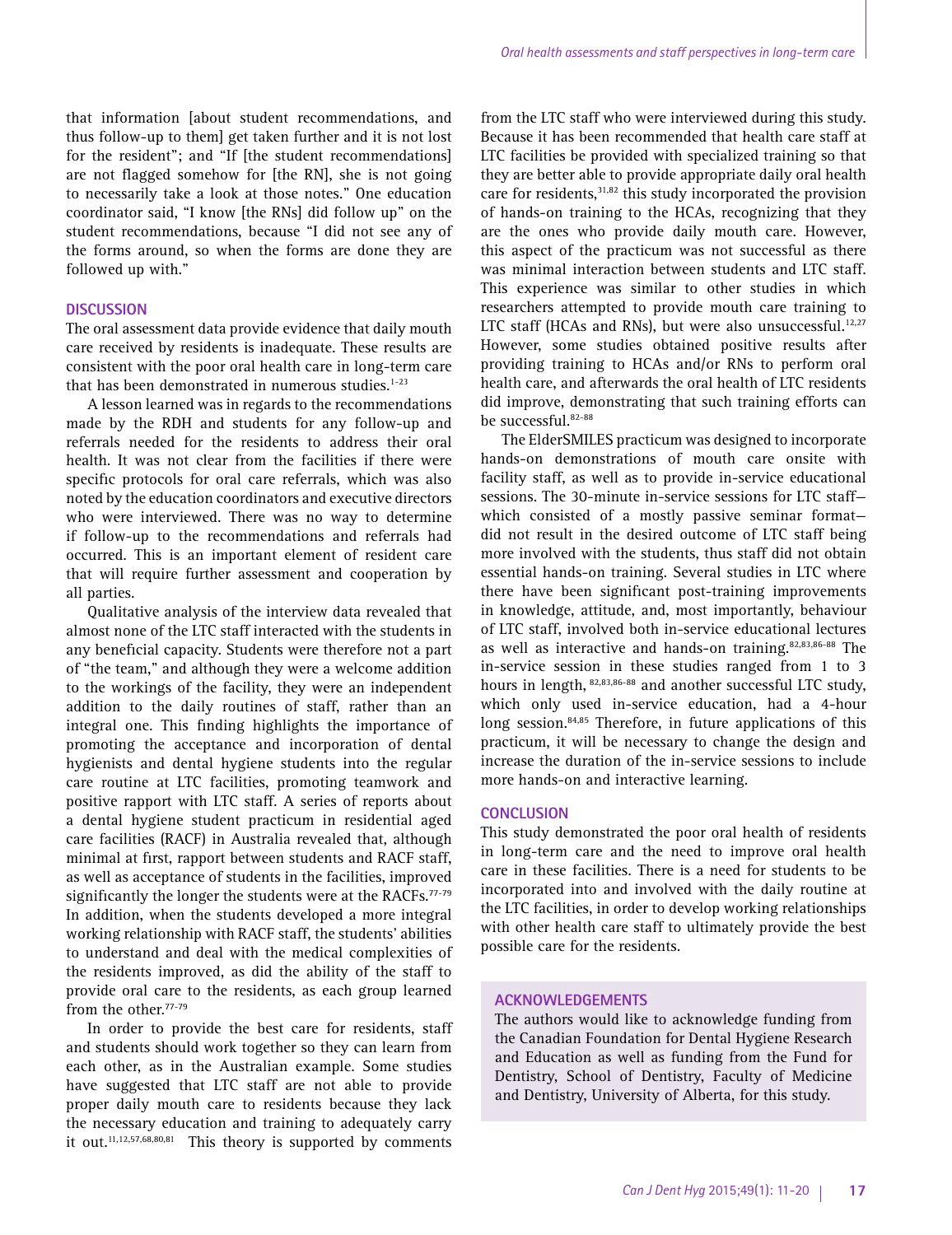that information [about student recommendations, and thus follow-up to them] get taken further and it is not lost for the resident"; and "If [the student recommendations] are not flagged somehow for [the RN], she is not going to necessarily take a look at those notes." One education coordinator said, "I know [the RNs] did follow up" on the student recommendations, because "I did not see any of the forms around, so when the forms are done they are followed up with."

## DISCUSSION

The oral assessment data provide evidence that daily mouth care received by residents is inadequate. These results are consistent with the poor oral health care in long-term care that has been demonstrated in numerous studies.[1–23]

A lesson learned was in regards to the recommendations made by the RDH and students for any follow-up and referrals needed for the residents to address their oral health. It was not clear from the facilities if there were specific protocols for oral care referrals, which was also noted by the education coordinators and executive directors who were interviewed. There was no way to determine if follow-up to the recommendations and referrals had occurred. This is an important element of resident care that will require further assessment and cooperation by all parties.

Qualitative analysis of the interview data revealed that almost none of the LTC staff interacted with the students in any beneficial capacity. Students were therefore not a part of "the team," and although they were a welcome addition to the workings of the facility, they were an independent addition to the daily routines of staff, rather than an integral one. This finding highlights the importance of promoting the acceptance and incorporation of dental hygienists and dental hygiene students into the regular care routine at LTC facilities, promoting teamwork and positive rapport with LTC staff. A series of reports about a dental hygiene student practicum in residential aged care facilities (RACF) in Australia revealed that, although minimal at first, rapport between students and RACF staff, as well as acceptance of students in the facilities, improved significantly the longer the students were at the RACFs.[77–79] In addition, when the students developed a more integral working relationship with RACF staff, the students' abilities to understand and deal with the medical complexities of the residents improved, as did the ability of the staff to provide oral care to the residents, as each group learned from the other.[77–79]

In order to provide the best care for residents, staff and students should work together so they can learn from each other, as in the Australian example. Some studies have suggested that LTC staff are not able to provide proper daily mouth care to residents because they lack the necessary education and training to adequately carry it out.[11,12,57,68,80,81] This theory is supported by comments from the LTC staff who were interviewed during this study. Because it has been recommended that health care staff at LTC facilities be provided with specialized training so that they are better able to provide appropriate daily oral health care for residents,[31,82] this study incorporated the provision of hands-on training to the HCAs, recognizing that they are the ones who provide daily mouth care. However, this aspect of the practicum was not successful as there was minimal interaction between students and LTC staff. This experience was similar to other studies in which researchers attempted to provide mouth care training to LTC staff (HCAs and RNs), but were also unsuccessful.[12,27] However, some studies obtained positive results after providing training to HCAs and/or RNs to perform oral health care, and afterwards the oral health of LTC residents did improve, demonstrating that such training efforts can be successful.[82–88]

The ElderSMILES practicum was designed to incorporate hands-on demonstrations of mouth care onsite with facility staff, as well as to provide in-service educational sessions. The 30-minute in-service sessions for LTC staff—which consisted of a mostly passive seminar format—did not result in the desired outcome of LTC staff being more involved with the students, thus staff did not obtain essential hands-on training. Several studies in LTC where there have been significant post-training improvements in knowledge, attitude, and, most importantly, behaviour of LTC staff, involved both in-service educational lectures as well as interactive and hands-on training.[82,83,86–88] The in-service session in these studies ranged from 1 to 3 hours in length,[82,83,86–88] and another successful LTC study, which only used in-service education, had a 4-hour long session.[84,85] Therefore, in future applications of this practicum, it will be necessary to change the design and increase the duration of the in-service sessions to include more hands-on and interactive learning.

## CONCLUSION

This study demonstrated the poor oral health of residents in long-term care and the need to improve oral health care in these facilities. There is a need for students to be incorporated into and involved with the daily routine at the LTC facilities, in order to develop working relationships with other health care staff to ultimately provide the best possible care for the residents.

## ACKNOWLEDGEMENTS

The authors would like to acknowledge funding from the Canadian Foundation for Dental Hygiene Research and Education as well as funding from the Fund for Dentistry, School of Dentistry, Faculty of Medicine and Dentistry, University of Alberta, for this study.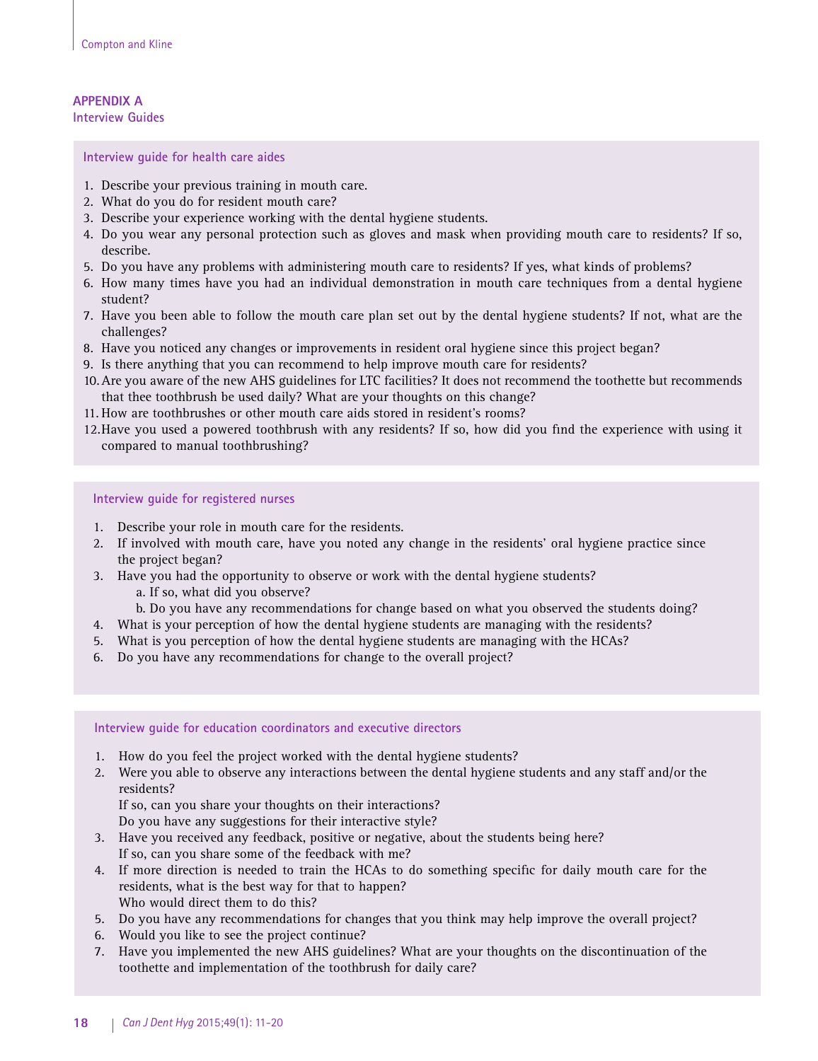## APPENDIX A
### Interview Guides

**Interview guide for health care aides**

1. Describe your previous training in mouth care.
2. What do you do for resident mouth care?
3. Describe your experience working with the dental hygiene students.
4. Do you wear any personal protection such as gloves and mask when providing mouth care to residents? If so, describe.
5. Do you have any problems with administering mouth care to residents? If yes, what kinds of problems?
6. How many times have you had an individual demonstration in mouth care techniques from a dental hygiene student?
7. Have you been able to follow the mouth care plan set out by the dental hygiene students? If not, what are the challenges?
8. Have you noticed any changes or improvements in resident oral hygiene since this project began?
9. Is there anything that you can recommend to help improve mouth care for residents?
10. Are you aware of the new AHS guidelines for LTC facilities? It does not recommend the toothette but recommends that thee toothbrush be used daily? What are your thoughts on this change?
11. How are toothbrushes or other mouth care aids stored in resident's rooms?
12. Have you used a powered toothbrush with any residents? If so, how did you find the experience with using it compared to manual toothbrushing?

**Interview guide for registered nurses**

1. Describe your role in mouth care for the residents.
2. If involved with mouth care, have you noted any change in the residents' oral hygiene practice since the project began?
3. Have you had the opportunity to observe or work with the dental hygiene students?
   a. If so, what did you observe?
   b. Do you have any recommendations for change based on what you observed the students doing?
4. What is your perception of how the dental hygiene students are managing with the residents?
5. What is you perception of how the dental hygiene students are managing with the HCAs?
6. Do you have any recommendations for change to the overall project?

**Interview guide for education coordinators and executive directors**

1. How do you feel the project worked with the dental hygiene students?
2. Were you able to observe any interactions between the dental hygiene students and any staff and/or the residents?
   If so, can you share your thoughts on their interactions?
   Do you have any suggestions for their interactive style?
3. Have you received any feedback, positive or negative, about the students being here?
   If so, can you share some of the feedback with me?
4. If more direction is needed to train the HCAs to do something specific for daily mouth care for the residents, what is the best way for that to happen?
   Who would direct them to do this?
5. Do you have any recommendations for changes that you think may help improve the overall project?
6. Would you like to see the project continue?
7. Have you implemented the new AHS guidelines? What are your thoughts on the discontinuation of the toothette and implementation of the toothbrush for daily care?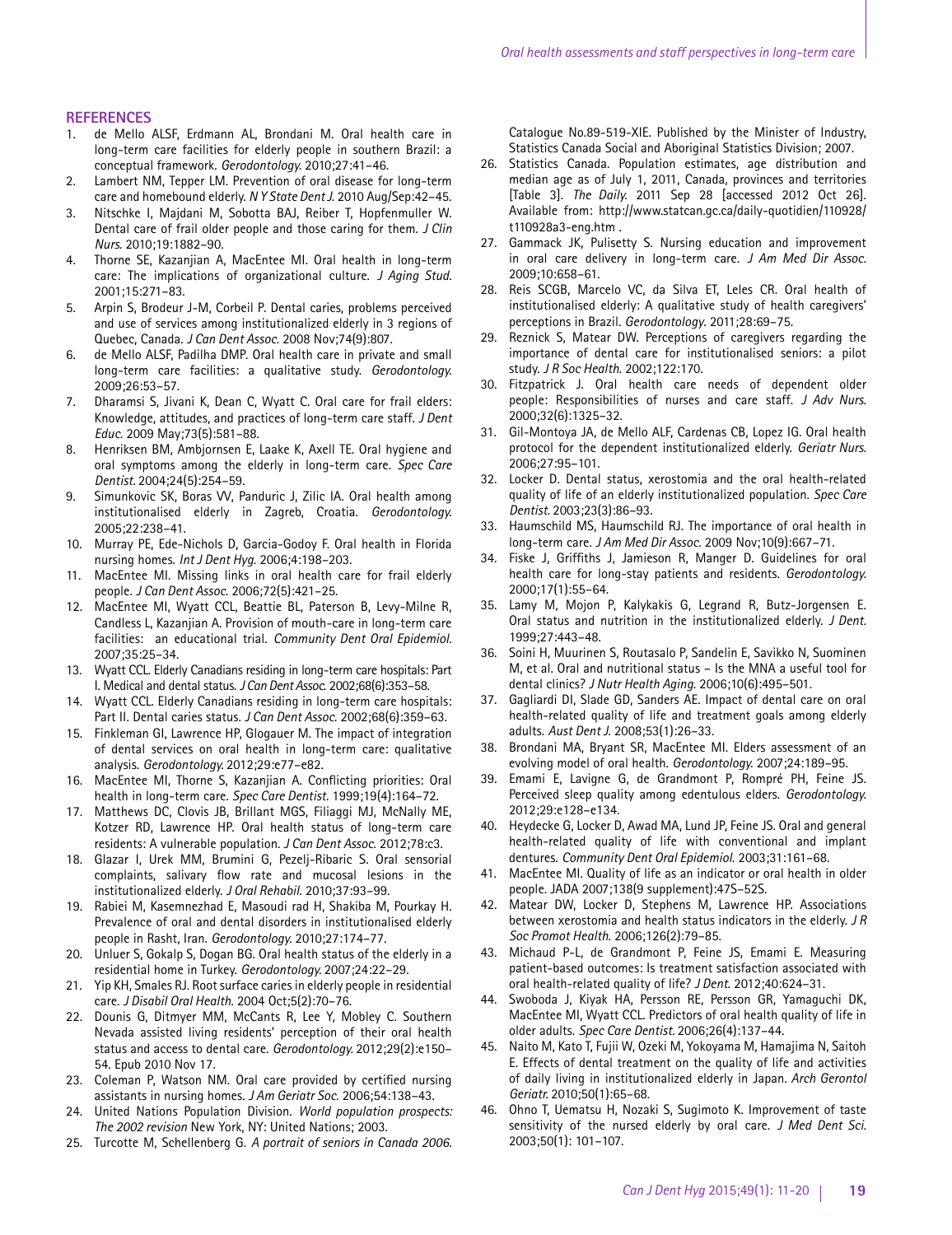## REFERENCES

1. de Mello ALSF, Erdmann AL, Brondani M. Oral health care in long-term care facilities for elderly people in southern Brazil: a conceptual framework. *Gerodontology.* 2010;27:41–46.
2. Lambert NM, Tepper LM. Prevention of oral disease for long-term care and homebound elderly. *N Y State Dent J.* 2010 Aug/Sep:42–45.
3. Nitschke I, Majdani M, Sobotta BAJ, Reiber T, Hopfenmuller W. Dental care of frail older people and those caring for them. *J Clin Nurs.* 2010;19:1882–90.
4. Thorne SE, Kazanjian A, MacEntee MI. Oral health in long-term care: The implications of organizational culture. *J Aging Stud.* 2001;15:271–83.
5. Arpin S, Brodeur J-M, Corbeil P. Dental caries, problems perceived and use of services among institutionalized elderly in 3 regions of Quebec, Canada. *J Can Dent Assoc.* 2008 Nov;74(9):807.
6. de Mello ALSF, Padilha DMP. Oral health care in private and small long-term care facilities: a qualitative study. *Gerodontology.* 2009;26:53–57.
7. Dharamsi S, Jivani K, Dean C, Wyatt C. Oral care for frail elders: Knowledge, attitudes, and practices of long-term care staff. *J Dent Educ.* 2009 May;73(5):581–88.
8. Henriksen BM, Ambjornsen E, Laake K, Axell TE. Oral hygiene and oral symptoms among the elderly in long-term care. *Spec Care Dentist.* 2004;24(5):254–59.
9. Simunkovic SK, Boras VV, Panduric J, Zilic IA. Oral health among institutionalised elderly in Zagreb, Croatia. *Gerodontology.* 2005;22:238–41.
10. Murray PE, Ede-Nichols D, Garcia-Godoy F. Oral health in Florida nursing homes. *Int J Dent Hyg.* 2006;4:198–203.
11. MacEntee MI. Missing links in oral health care for frail elderly people. *J Can Dent Assoc.* 2006;72(5):421–25.
12. MacEntee MI, Wyatt CCL, Beattie BL, Paterson B, Levy-Milne R, Candless L, Kazanjian A. Provision of mouth-care in long-term care facilities: an educational trial. *Community Dent Oral Epidemiol.* 2007;35:25–34.
13. Wyatt CCL. Elderly Canadians residing in long-term care hospitals: Part I. Medical and dental status. *J Can Dent Assoc.* 2002;68(6):353–58.
14. Wyatt CCL. Elderly Canadians residing in long-term care hospitals: Part II. Dental caries status. *J Can Dent Assoc.* 2002;68(6):359–63.
15. Finkleman GI, Lawrence HP, Glogauer M. The impact of integration of dental services on oral health in long-term care: qualitative analysis. *Gerodontology.* 2012;29:e77–e82.
16. MacEntee MI, Thorne S, Kazanjian A. Conflicting priorities: Oral health in long-term care. *Spec Care Dentist.* 1999;19(4):164–72.
17. Matthews DC, Clovis JB, Brillant MGS, Filiaggi MJ, McNally ME, Kotzer RD, Lawrence HP. Oral health status of long-term care residents: A vulnerable population. *J Can Dent Assoc.* 2012;78:c3.
18. Glazar I, Urek MM, Brumini G, Pezelj-Ribaric S. Oral sensorial complaints, salivary flow rate and mucosal lesions in the institutionalized elderly. *J Oral Rehabil.* 2010;37:93–99.
19. Rabiei M, Kasemnezhad E, Masoudi rad H, Shakiba M, Pourkay H. Prevalence of oral and dental disorders in institutionalised elderly people in Rasht, Iran. *Gerodontology.* 2010;27:174–77.
20. Unluer S, Gokalp S, Dogan BG. Oral health status of the elderly in a residential home in Turkey. *Gerodontology.* 2007;24:22–29.
21. Yip KH, Smales RJ. Root surface caries in elderly people in residential care. *J Disabil Oral Health.* 2004 Oct;5(2):70–76.
22. Dounis G, Ditmyer MM, McCants R, Lee Y, Mobley C. Southern Nevada assisted living residents' perception of their oral health status and access to dental care. *Gerodontology.* 2012;29(2):e150–54. Epub 2010 Nov 17.
23. Coleman P, Watson NM. Oral care provided by certified nursing assistants in nursing homes. *J Am Geriatr Soc.* 2006;54:138–43.
24. United Nations Population Division. *World population prospects: The 2002 revision* New York, NY: United Nations; 2003.
25. Turcotte M, Schellenberg G. *A portrait of seniors in Canada 2006.* Catalogue No.89-519-XIE. Published by the Minister of Industry, Statistics Canada Social and Aboriginal Statistics Division; 2007.
26. Statistics Canada. Population estimates, age distribution and median age as of July 1, 2011, Canada, provinces and territories [Table 3]. *The Daily.* 2011 Sep 28 [accessed 2012 Oct 26]. Available from: http://www.statcan.gc.ca/daily-quotidien/110928/t110928a3-eng.htm .
27. Gammack JK, Pulisetty S. Nursing education and improvement in oral care delivery in long-term care. *J Am Med Dir Assoc.* 2009;10:658–61.
28. Reis SCGB, Marcelo VC, da Silva ET, Leles CR. Oral health of institutionalised elderly: A qualitative study of health caregivers' perceptions in Brazil. *Gerodontology.* 2011;28:69–75.
29. Reznick S, Matear DW. Perceptions of caregivers regarding the importance of dental care for institutionalised seniors: a pilot study. *J R Soc Health.* 2002;122:170.
30. Fitzpatrick J. Oral health care needs of dependent older people: Responsibilities of nurses and care staff. *J Adv Nurs.* 2000;32(6):1325–32.
31. Gil-Montoya JA, de Mello ALF, Cardenas CB, Lopez IG. Oral health protocol for the dependent institutionalized elderly. *Geriatr Nurs.* 2006;27:95–101.
32. Locker D. Dental status, xerostomia and the oral health-related quality of life of an elderly institutionalized population. *Spec Care Dentist.* 2003;23(3):86–93.
33. Haumschild MS, Haumschild RJ. The importance of oral health in long-term care. *J Am Med Dir Assoc.* 2009 Nov;10(9):667–71.
34. Fiske J, Griffiths J, Jamieson R, Manger D. Guidelines for oral health care for long-stay patients and residents. *Gerodontology.* 2000;17(1):55–64.
35. Lamy M, Mojon P, Kalykakis G, Legrand R, Butz-Jorgensen E. Oral status and nutrition in the institutionalized elderly. *J Dent.* 1999;27:443–48.
36. Soini H, Muurinen S, Routasalo P, Sandelin E, Savikko N, Suominen M, et al. Oral and nutritional status – Is the MNA a useful tool for dental clinics? *J Nutr Health Aging.* 2006;10(6):495–501.
37. Gagliardi DI, Slade GD, Sanders AE. Impact of dental care on oral health-related quality of life and treatment goals among elderly adults. *Aust Dent J.* 2008;53(1):26–33.
38. Brondani MA, Bryant SR, MacEntee MI. Elders assessment of an evolving model of oral health. *Gerodontology.* 2007;24:189–95.
39. Emami E, Lavigne G, de Grandmont P, Rompré PH, Feine JS. Perceived sleep quality among edentulous elders. *Gerodontology.* 2012;29:e128–e134.
40. Heydecke G, Locker D, Awad MA, Lund JP, Feine JS. Oral and general health-related quality of life with conventional and implant dentures. *Community Dent Oral Epidemiol.* 2003;31:161–68.
41. MacEntee MI. Quality of life as an indicator or oral health in older people. JADA 2007;138(9 supplement):47S–52S.
42. Matear DW, Locker D, Stephens M, Lawrence HP. Associations between xerostomia and health status indicators in the elderly. *J R Soc Promot Health.* 2006;126(2):79–85.
43. Michaud P-L, de Grandmont P, Feine JS, Emami E. Measuring patient-based outcomes: Is treatment satisfaction associated with oral health-related quality of life? *J Dent.* 2012;40:624–31.
44. Swoboda J, Kiyak HA, Persson RE, Persson GR, Yamaguchi DK, MacEntee MI, Wyatt CCL. Predictors of oral health quality of life in older adults. *Spec Care Dentist.* 2006;26(4):137–44.
45. Naito M, Kato T, Fujii W, Ozeki M, Yokoyama M, Hamajima N, Saitoh E. Effects of dental treatment on the quality of life and activities of daily living in institutionalized elderly in Japan. *Arch Gerontol Geriatr.* 2010;50(1):65–68.
46. Ohno T, Uematsu H, Nozaki S, Sugimoto K. Improvement of taste sensitivity of the nursed elderly by oral care. *J Med Dent Sci.* 2003;50(1): 101–107.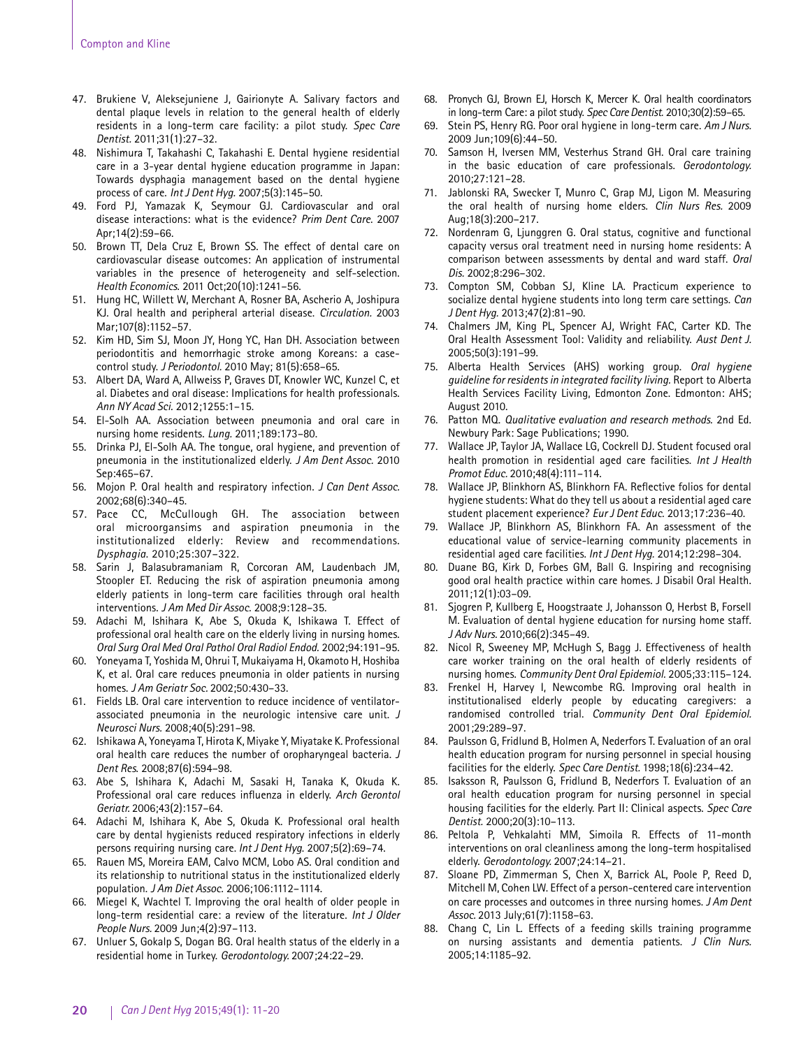47. Brukiene V, Aleksejuniene J, Gairionyte A. Salivary factors and dental plaque levels in relation to the general health of elderly residents in a long-term care facility: a pilot study. *Spec Care Dentist.* 2011;31(1):27–32.
48. Nishimura T, Takahashi C, Takahashi E. Dental hygiene residential care in a 3-year dental hygiene education programme in Japan: Towards dysphagia management based on the dental hygiene process of care. *Int J Dent Hyg.* 2007;5(3):145–50.
49. Ford PJ, Yamazak K, Seymour GJ. Cardiovascular and oral disease interactions: what is the evidence? *Prim Dent Care.* 2007 Apr;14(2):59–66.
50. Brown TT, Dela Cruz E, Brown SS. The effect of dental care on cardiovascular disease outcomes: An application of instrumental variables in the presence of heterogeneity and self-selection. *Health Economics.* 2011 Oct;20(10):1241–56.
51. Hung HC, Willett W, Merchant A, Rosner BA, Ascherio A, Joshipura KJ. Oral health and peripheral arterial disease. *Circulation.* 2003 Mar;107(8):1152–57.
52. Kim HD, Sim SJ, Moon JY, Hong YC, Han DH. Association between periodontitis and hemorrhagic stroke among Koreans: a case-control study. *J Periodontol.* 2010 May; 81(5):658–65.
53. Albert DA, Ward A, Allweiss P, Graves DT, Knowler WC, Kunzel C, et al. Diabetes and oral disease: Implications for health professionals. *Ann NY Acad Sci.* 2012;1255:1–15.
54. El-Solh AA. Association between pneumonia and oral care in nursing home residents. *Lung.* 2011;189:173–80.
55. Drinka PJ, El-Solh AA. The tongue, oral hygiene, and prevention of pneumonia in the institutionalized elderly. *J Am Dent Assoc.* 2010 Sep:465–67.
56. Mojon P. Oral health and respiratory infection. *J Can Dent Assoc.* 2002;68(6):340–45.
57. Pace CC, McCullough GH. The association between oral microorgansims and aspiration pneumonia in the institutionalized elderly: Review and recommendations. *Dysphagia.* 2010;25:307–322.
58. Sarin J, Balasubramaniam R, Corcoran AM, Laudenbach JM, Stoopler ET. Reducing the risk of aspiration pneumonia among elderly patients in long-term care facilities through oral health interventions. *J Am Med Dir Assoc.* 2008;9:128–35.
59. Adachi M, Ishihara K, Abe S, Okuda K, Ishikawa T. Effect of professional oral health care on the elderly living in nursing homes. *Oral Surg Oral Med Oral Pathol Oral Radiol Endod.* 2002;94:191–95.
60. Yoneyama T, Yoshida M, Ohrui T, Mukaiyama H, Okamoto H, Hoshiba K, et al. Oral care reduces pneumonia in older patients in nursing homes. *J Am Geriatr Soc.* 2002;50:430–33.
61. Fields LB. Oral care intervention to reduce incidence of ventilator-associated pneumonia in the neurologic intensive care unit. *J Neurosci Nurs.* 2008;40(5):291–98.
62. Ishikawa A, Yoneyama T, Hirota K, Miyake Y, Miyatake K. Professional oral health care reduces the number of oropharyngeal bacteria. *J Dent Res.* 2008;87(6):594–98.
63. Abe S, Ishihara K, Adachi M, Sasaki H, Tanaka K, Okuda K. Professional oral care reduces influenza in elderly. *Arch Gerontol Geriatr.* 2006;43(2):157–64.
64. Adachi M, Ishihara K, Abe S, Okuda K. Professional oral health care by dental hygienists reduced respiratory infections in elderly persons requiring nursing care. *Int J Dent Hyg.* 2007;5(2):69–74.
65. Rauen MS, Moreira EAM, Calvo MCM, Lobo AS. Oral condition and its relationship to nutritional status in the institutionalized elderly population. *J Am Diet Assoc.* 2006;106:1112–1114.
66. Miegel K, Wachtel T. Improving the oral health of older people in long-term residential care: a review of the literature. *Int J Older People Nurs.* 2009 Jun;4(2):97–113.
67. Unluer S, Gokalp S, Dogan BG. Oral health status of the elderly in a residential home in Turkey. *Gerodontology.* 2007;24:22–29.
68. Pronych GJ, Brown EJ, Horsch K, Mercer K. Oral health coordinators in long-term Care: a pilot study. *Spec Care Dentist.* 2010;30(2):59–65.
69. Stein PS, Henry RG. Poor oral hygiene in long-term care. *Am J Nurs.* 2009 Jun;109(6):44–50.
70. Samson H, Iversen MM, Vesterhus Strand GH. Oral care training in the basic education of care professionals. *Gerodontology.* 2010;27:121–28.
71. Jablonski RA, Swecker T, Munro C, Grap MJ, Ligon M. Measuring the oral health of nursing home elders. *Clin Nurs Res.* 2009 Aug;18(3):200–217.
72. Nordenram G, Ljunggren G. Oral status, cognitive and functional capacity versus oral treatment need in nursing home residents: A comparison between assessments by dental and ward staff. *Oral Dis.* 2002;8:296–302.
73. Compton SM, Cobban SJ, Kline LA. Practicum experience to socialize dental hygiene students into long term care settings. *Can J Dent Hyg.* 2013;47(2):81–90.
74. Chalmers JM, King PL, Spencer AJ, Wright FAC, Carter KD. The Oral Health Assessment Tool: Validity and reliability. *Aust Dent J.* 2005;50(3):191–99.
75. Alberta Health Services (AHS) working group. *Oral hygiene guideline for residents in integrated facility living.* Report to Alberta Health Services Facility Living, Edmonton Zone. Edmonton: AHS; August 2010.
76. Patton MQ. *Qualitative evaluation and research methods.* 2nd Ed. Newbury Park: Sage Publications; 1990.
77. Wallace JP, Taylor JA, Wallace LG, Cockrell DJ. Student focused oral health promotion in residential aged care facilities. *Int J Health Promot Educ.* 2010;48(4):111–114.
78. Wallace JP, Blinkhorn AS, Blinkhorn FA. Reflective folios for dental hygiene students: What do they tell us about a residential aged care student placement experience? *Eur J Dent Educ.* 2013;17:236–40.
79. Wallace JP, Blinkhorn AS, Blinkhorn FA. An assessment of the educational value of service-learning community placements in residential aged care facilities. *Int J Dent Hyg.* 2014;12:298–304.
80. Duane BG, Kirk D, Forbes GM, Ball G. Inspiring and recognising good oral health practice within care homes. J Disabil Oral Health. 2011;12(1):03–09.
81. Sjogren P, Kullberg E, Hoogstraate J, Johansson O, Herbst B, Forsell M. Evaluation of dental hygiene education for nursing home staff. *J Adv Nurs.* 2010;66(2):345–49.
82. Nicol R, Sweeney MP, McHugh S, Bagg J. Effectiveness of health care worker training on the oral health of elderly residents of nursing homes. *Community Dent Oral Epidemiol.* 2005;33:115–124.
83. Frenkel H, Harvey I, Newcombe RG. Improving oral health in institutionalised elderly people by educating caregivers: a randomised controlled trial. *Community Dent Oral Epidemiol.* 2001;29:289–97.
84. Paulsson G, Fridlund B, Holmen A, Nederfors T. Evaluation of an oral health education program for nursing personnel in special housing facilities for the elderly. *Spec Care Dentist.* 1998;18(6):234–42.
85. Isaksson R, Paulsson G, Fridlund B, Nederfors T. Evaluation of an oral health education program for nursing personnel in special housing facilities for the elderly. Part II: Clinical aspects. *Spec Care Dentist.* 2000;20(3):10–113.
86. Peltola P, Vehkalahti MM, Simoila R. Effects of 11-month interventions on oral cleanliness among the long-term hospitalised elderly. *Gerodontology.* 2007;24:14–21.
87. Sloane PD, Zimmerman S, Chen X, Barrick AL, Poole P, Reed D, Mitchell M, Cohen LW. Effect of a person-centered care intervention on care processes and outcomes in three nursing homes. *J Am Dent Assoc.* 2013 July;61(7):1158–63.
88. Chang C, Lin L. Effects of a feeding skills training programme on nursing assistants and dementia patients. *J Clin Nurs.* 2005;14:1185–92.